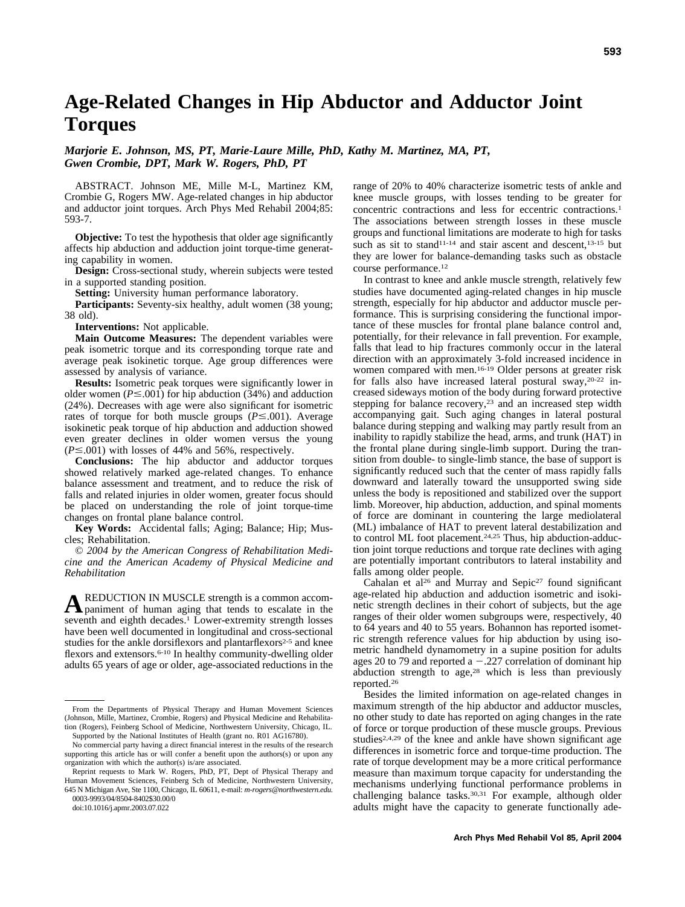# Age-Related Changes in Hip Abductor and Adductor Joint Torques

*Marjorie E. Johnson, MS, PT, Marie-Laure Mille, PhD, Kathy M. Martinez, MA, PT, Gwen Crombie, DPT, Mark W. Rogers, PhD, PT*

ABSTRACT. Johnson ME, Mille M-L, Martinez KM, Crombie G, Rogers MW. Age-related changes in hip abductor and adductor joint torques. Arch Phys Med Rehabil 2004;85: 593-7.

**Objective:** To test the hypothesis that older age significantly affects hip abduction and adduction joint torque-time generating capability in women.

**Design:** Cross-sectional study, wherein subjects were tested in a supported standing position.

**Setting:** University human performance laboratory.

**Participants:** Seventy-six healthy, adult women (38 young; 38 old).

**Interventions:** Not applicable.

**Main Outcome Measures:** The dependent variables were peak isometric torque and its corresponding torque rate and average peak isokinetic torque. Age group differences were assessed by analysis of variance.

**Results:** Isometric peak torques were significantly lower in older women ($P \leq .001$) for hip abduction (34%) and adduction (24%). Decreases with age were also significant for isometric rates of torque for both muscle groups ($P \leq .001$). Average isokinetic peak torque of hip abduction and adduction showed even greater declines in older women versus the young ($P \leq .001$) with losses of 44% and 56%, respectively.

**Conclusions:** The hip abductor and adductor torques showed relatively marked age-related changes. To enhance balance assessment and treatment, and to reduce the risk of falls and related injuries in older women, greater focus should be placed on understanding the role of joint torque-time changes on frontal plane balance control.

**Key Words:** Accidental falls; Aging; Balance; Hip; Muscles; Rehabilitation.

*© 2004 by the American Congress of Rehabilitation Medicine and the American Academy of Physical Medicine and Rehabilitation*

A REDUCTION IN MUSCLE strength is a common accompaniment of human aging that tends to escalate in the seventh and eighth decades.[1] Lower-extremity strength losses have been well documented in longitudinal and cross-sectional studies for the ankle dorsiflexors and plantarflexors[2-5] and knee flexors and extensors.[6-10] In healthy community-dwelling older adults 65 years of age or older, age-associated reductions in the range of 20% to 40% characterize isometric tests of ankle and knee muscle groups, with losses tending to be greater for concentric contractions and less for eccentric contractions.[1] The associations between strength losses in these muscle groups and functional limitations are moderate to high for tasks such as sit to stand[11-14] and stair ascent and descent,[13-15] but they are lower for balance-demanding tasks such as obstacle course performance.[12]

In contrast to knee and ankle muscle strength, relatively few studies have documented aging-related changes in hip muscle strength, especially for hip abductor and adductor muscle performance. This is surprising considering the functional importance of these muscles for frontal plane balance control and, potentially, for their relevance in fall prevention. For example, falls that lead to hip fractures commonly occur in the lateral direction with an approximately 3-fold increased incidence in women compared with men.[16-19] Older persons at greater risk for falls also have increased lateral postural sway,[20-22] increased sideways motion of the body during forward protective stepping for balance recovery,[23] and an increased step width accompanying gait. Such aging changes in lateral postural balance during stepping and walking may partly result from an inability to rapidly stabilize the head, arms, and trunk (HAT) in the frontal plane during single-limb support. During the transition from double- to single-limb stance, the base of support is significantly reduced such that the center of mass rapidly falls downward and laterally toward the unsupported swing side unless the body is repositioned and stabilized over the support limb. Moreover, hip abduction, adduction, and spinal moments of force are dominant in countering the large mediolateral (ML) imbalance of HAT to prevent lateral destabilization and to control ML foot placement.[24,25] Thus, hip abduction-adduction joint torque reductions and torque rate declines with aging are potentially important contributors to lateral instability and falls among older people.

Cahalan et al[26] and Murray and Sepic[27] found significant age-related hip abduction and adduction isometric and isokinetic strength declines in their cohort of subjects, but the age ranges of their older women subgroups were, respectively, 40 to 64 years and 40 to 55 years. Bohannon has reported isometric strength reference values for hip abduction by using isometric handheld dynamometry in a supine position for adults ages 20 to 79 and reported a −.227 correlation of dominant hip abduction strength to age,[28] which is less than previously reported.[26]

Besides the limited information on age-related changes in maximum strength of the hip abductor and adductor muscles, no other study to date has reported on aging changes in the rate of force or torque production of these muscle groups. Previous studies[2,4,29] of the knee and ankle have shown significant age differences in isometric force and torque-time production. The rate of torque development may be a more critical performance measure than maximum torque capacity for understanding the mechanisms underlying functional performance problems in challenging balance tasks.[30,31] For example, although older adults might have the capacity to generate functionally ade-

---

From the Departments of Physical Therapy and Human Movement Sciences (Johnson, Mille, Martinez, Crombie, Rogers) and Physical Medicine and Rehabilitation (Rogers), Feinberg School of Medicine, Northwestern University, Chicago, IL.

Supported by the National Institutes of Health (grant no. R01 AG16780).

No commercial party having a direct financial interest in the results of the research supporting this article has or will confer a benefit upon the authors(s) or upon any organization with which the author(s) is/are associated.

Reprint requests to Mark W. Rogers, PhD, PT, Dept of Physical Therapy and Human Movement Sciences, Feinberg Sch of Medicine, Northwestern University, 645 N Michigan Ave, Ste 1100, Chicago, IL 60611, e-mail: *m-rogers@northwestern.edu*.

0003-9993/04/8504-8402$30.00/0

doi:10.1016/j.apmr.2003.07.022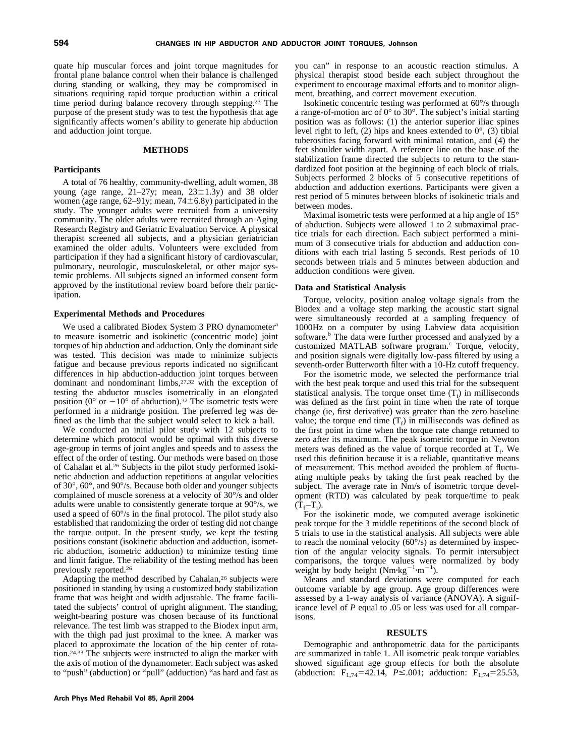quate hip muscular forces and joint torque magnitudes for frontal plane balance control when their balance is challenged during standing or walking, they may be compromised in situations requiring rapid torque production within a critical time period during balance recovery through stepping.[23] The purpose of the present study was to test the hypothesis that age significantly affects women's ability to generate hip abduction and adduction joint torque.

## METHODS

### Participants

A total of 76 healthy, community-dwelling, adult women, 38 young (age range, 21–27y; mean, 23±1.3y) and 38 older women (age range, 62–91y; mean, 74±6.8y) participated in the study. The younger adults were recruited from a university community. The older adults were recruited through an Aging Research Registry and Geriatric Evaluation Service. A physical therapist screened all subjects, and a physician geriatrician examined the older adults. Volunteers were excluded from participation if they had a significant history of cardiovascular, pulmonary, neurologic, musculoskeletal, or other major systemic problems. All subjects signed an informed consent form approved by the institutional review board before their participation.

### Experimental Methods and Procedures

We used a calibrated Biodex System 3 PRO dynamometer[a] to measure isometric and isokinetic (concentric mode) joint torques of hip abduction and adduction. Only the dominant side was tested. This decision was made to minimize subjects fatigue and because previous reports indicated no significant differences in hip abduction-adduction joint torques between dominant and nondominant limbs,[27,32] with the exception of testing the abductor muscles isometrically in an elongated position (0° or −10° of abduction).[32] The isometric tests were performed in a midrange position. The preferred leg was defined as the limb that the subject would select to kick a ball.

We conducted an initial pilot study with 12 subjects to determine which protocol would be optimal with this diverse age-group in terms of joint angles and speeds and to assess the effect of the order of testing. Our methods were based on those of Cahalan et al.[26] Subjects in the pilot study performed isokinetic abduction and adduction repetitions at angular velocities of 30°, 60°, and 90°/s. Because both older and younger subjects complained of muscle soreness at a velocity of 30°/s and older adults were unable to consistently generate torque at 90°/s, we used a speed of 60°/s in the final protocol. The pilot study also established that randomizing the order of testing did not change the torque output. In the present study, we kept the testing positions constant (isokinetic abduction and adduction, isometric abduction, isometric adduction) to minimize testing time and limit fatigue. The reliability of the testing method has been previously reported.[26]

Adapting the method described by Cahalan,[26] subjects were positioned in standing by using a customized body stabilization frame that was height and width adjustable. The frame facilitated the subjects' control of upright alignment. The standing, weight-bearing posture was chosen because of its functional relevance. The test limb was strapped to the Biodex input arm, with the thigh pad just proximal to the knee. A marker was placed to approximate the location of the hip center of rotation.[24,33] The subjects were instructed to align the marker with the axis of motion of the dynamometer. Each subject was asked to "push" (abduction) or "pull" (adduction) "as hard and fast as you can" in response to an acoustic reaction stimulus. A physical therapist stood beside each subject throughout the experiment to encourage maximal efforts and to monitor alignment, breathing, and correct movement execution.

Isokinetic concentric testing was performed at 60°/s through a range-of-motion arc of 0° to 30°. The subject's initial starting position was as follows: (1) the anterior superior iliac spines level right to left, (2) hips and knees extended to 0°, (3) tibial tuberosities facing forward with minimal rotation, and (4) the feet shoulder width apart. A reference line on the base of the stabilization frame directed the subjects to return to the standardized foot position at the beginning of each block of trials. Subjects performed 2 blocks of 5 consecutive repetitions of abduction and adduction exertions. Participants were given a rest period of 5 minutes between blocks of isokinetic trials and between modes.

Maximal isometric tests were performed at a hip angle of 15° of abduction. Subjects were allowed 1 to 2 submaximal practice trials for each direction. Each subject performed a minimum of 3 consecutive trials for abduction and adduction conditions with each trial lasting 5 seconds. Rest periods of 10 seconds between trials and 5 minutes between abduction and adduction conditions were given.

### Data and Statistical Analysis

Torque, velocity, position analog voltage signals from the Biodex and a voltage step marking the acoustic start signal were simultaneously recorded at a sampling frequency of 1000Hz on a computer by using Labview data acquisition software.[b] The data were further processed and analyzed by a customized MATLAB software program.[c] Torque, velocity, and position signals were digitally low-pass filtered by using a seventh-order Butterworth filter with a 10-Hz cutoff frequency.

For the isometric mode, we selected the performance trial with the best peak torque and used this trial for the subsequent statistical analysis. The torque onset time ($T_i$) in milliseconds was defined as the first point in time when the rate of torque change (ie, first derivative) was greater than the zero baseline value; the torque end time ($T_f$) in milliseconds was defined as the first point in time when the torque rate change returned to zero after its maximum. The peak isometric torque in Newton meters was defined as the value of torque recorded at $T_f$. We used this definition because it is a reliable, quantitative means of measurement. This method avoided the problem of fluctuating multiple peaks by taking the first peak reached by the subject. The average rate in Nm/s of isometric torque development (RTD) was calculated by peak torque/time to peak ($T_f - T_i$).

For the isokinetic mode, we computed average isokinetic peak torque for the 3 middle repetitions of the second block of 5 trials to use in the statistical analysis. All subjects were able to reach the nominal velocity (60°/s) as determined by inspection of the angular velocity signals. To permit intersubject comparisons, the torque values were normalized by body weight by body height ($Nm \cdot kg^{-1} \cdot m^{-1}$).

Means and standard deviations were computed for each outcome variable by age group. Age group differences were assessed by a 1-way analysis of variance (ANOVA). A significance level of *P* equal to .05 or less was used for all comparisons.

## RESULTS

Demographic and anthropometric data for the participants are summarized in table 1. All isometric peak torque variables showed significant age group effects for both the absolute (abduction: $F_{1,74}=42.14$, $P \leq .001$; adduction: $F_{1,74}=25.53$,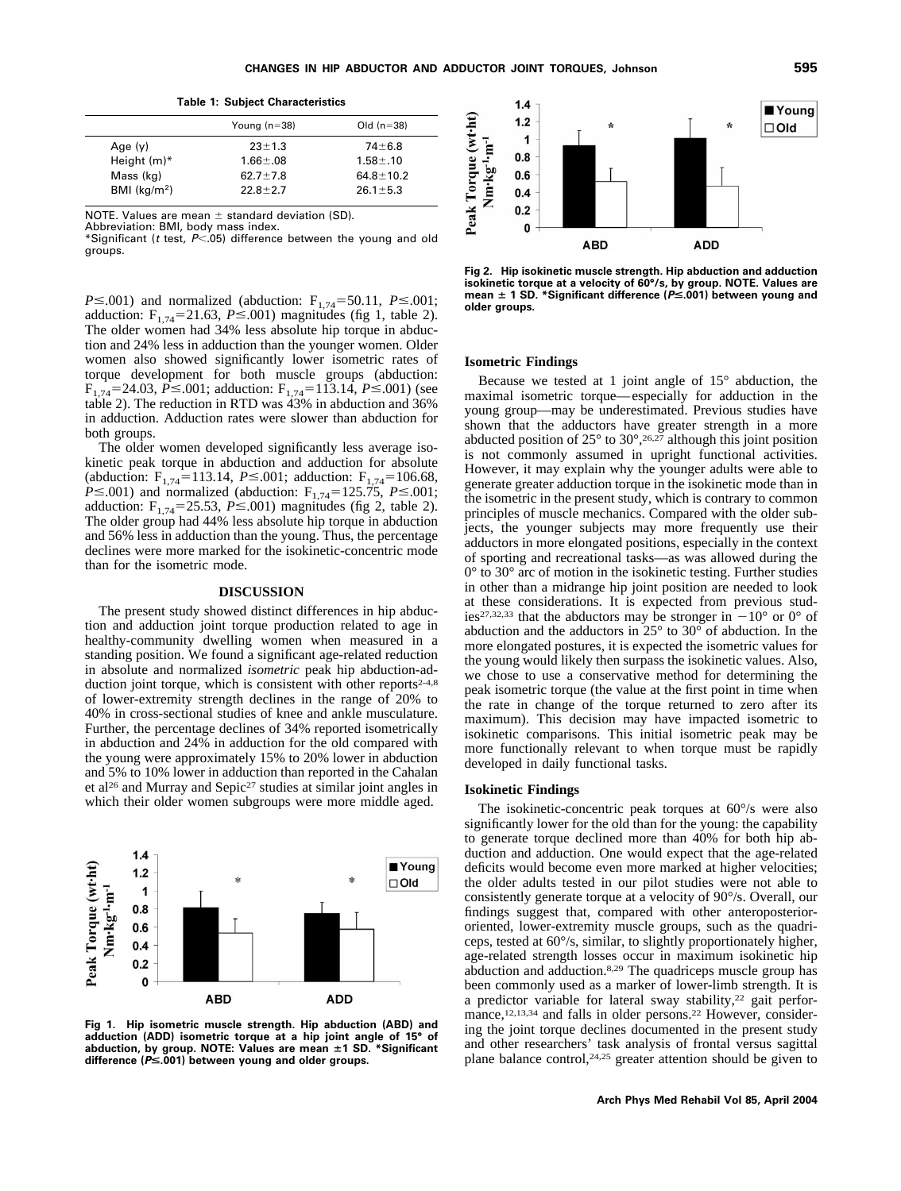**Table 1: Subject Characteristics**

| | Young (n=38) | Old (n=38) |
|---|---|---|
| Age (y) | 23±1.3 | 74±6.8 |
| Height (m)* | 1.66±.08 | 1.58±.10 |
| Mass (kg) | 62.7±7.8 | 64.8±10.2 |
| BMI (kg/m²) | 22.8±2.7 | 26.1±5.3 |

NOTE. Values are mean ± standard deviation (SD).
Abbreviation: BMI, body mass index.
*Significant (*t* test, $P<.05$) difference between the young and old groups.

$P\leq.001$) and normalized (abduction: $F_{1,74}=50.11$, $P\leq.001$; adduction: $F_{1,74}=21.63$, $P\leq.001$) magnitudes (fig 1, table 2). The older women had 34% less absolute hip torque in abduction and 24% less in adduction than the younger women. Older women also showed significantly lower isometric rates of torque development for both muscle groups (abduction: $F_{1,74}=24.03$, $P\leq.001$; adduction: $F_{1,74}=113.14$, $P\leq.001$) (see table 2). The reduction in RTD was 43% in abduction and 36% in adduction. Adduction rates were slower than abduction for both groups.

The older women developed significantly less average isokinetic peak torque in abduction and adduction for absolute (abduction: $F_{1,74}=113.14$, $P\leq.001$; adduction: $F_{1,74}=106.68$, $P\leq.001$) and normalized (abduction: $F_{1,74}=125.75$, $P\leq.001$; adduction: $F_{1,74}=25.53$, $P\leq.001$) magnitudes (fig 2, table 2). The older group had 44% less absolute hip torque in abduction and 56% less in adduction than the young. Thus, the percentage declines were more marked for the isokinetic-concentric mode than for the isometric mode.

## DISCUSSION

The present study showed distinct differences in hip abduction and adduction joint torque production related to age in healthy-community dwelling women when measured in a standing position. We found a significant age-related reduction in absolute and normalized *isometric* peak hip abduction-adduction joint torque, which is consistent with other reports[2-4,8] of lower-extremity strength declines in the range of 20% to 40% in cross-sectional studies of knee and ankle musculature. Further, the percentage declines of 34% reported isometrically in abduction and 24% in adduction for the old compared with the young were approximately 15% to 20% lower in abduction and 5% to 10% lower in adduction than reported in the Cahalan et al[26] and Murray and Sepic[27] studies at similar joint angles in which their older women subgroups were more middle aged.

**Fig 1. Hip isometric muscle strength. Hip abduction (ABD) and adduction (ADD) isometric torque at a hip joint angle of 15° of abduction, by group. NOTE: Values are mean ±1 SD. *Significant difference ($P\leq.001$) between young and older groups.**

**Fig 2. Hip isokinetic muscle strength. Hip abduction and adduction isokinetic torque at a velocity of 60°/s, by group. NOTE. Values are mean ± 1 SD. *Significant difference ($P\leq.001$) between young and older groups.**

### Isometric Findings

Because we tested at 1 joint angle of 15° abduction, the maximal isometric torque—especially for adduction in the young group—may be underestimated. Previous studies have shown that the adductors have greater strength in a more abducted position of 25° to 30°,[26,27] although this joint position is not commonly assumed in upright functional activities. However, it may explain why the younger adults were able to generate greater adduction torque in the isokinetic mode than in the isometric in the present study, which is contrary to common principles of muscle mechanics. Compared with the older subjects, the younger subjects may more frequently use their adductors in more elongated positions, especially in the context of sporting and recreational tasks—as was allowed during the 0° to 30° arc of motion in the isokinetic testing. Further studies in other than a midrange hip joint position are needed to look at these considerations. It is expected from previous studies[27,32,33] that the abductors may be stronger in −10° or 0° of abduction and the adductors in 25° to 30° of abduction. In the more elongated postures, it is expected the isometric values for the young would likely then surpass the isokinetic values. Also, we chose to use a conservative method for determining the peak isometric torque (the value at the first point in time when the rate in change of the torque returned to zero after its maximum). This decision may have impacted isometric to isokinetic comparisons. This initial isometric peak may be more functionally relevant to when torque must be rapidly developed in daily functional tasks.

### Isokinetic Findings

The isokinetic-concentric peak torques at 60°/s were also significantly lower for the old than for the young: the capability to generate torque declined more than 40% for both hip abduction and adduction. One would expect that the age-related deficits would become even more marked at higher velocities; the older adults tested in our pilot studies were not able to consistently generate torque at a velocity of 90°/s. Overall, our findings suggest that, compared with other anteroposterior-oriented, lower-extremity muscle groups, such as the quadriceps, tested at 60°/s, similar, to slightly proportionately higher, age-related strength losses occur in maximum isokinetic hip abduction and adduction.[8,29] The quadriceps muscle group has been commonly used as a marker of lower-limb strength. It is a predictor variable for lateral sway stability,[22] gait performance,[12,13,34] and falls in older persons.[22] However, considering the joint torque declines documented in the present study and other researchers' task analysis of frontal versus sagittal plane balance control,[24,25] greater attention should be given to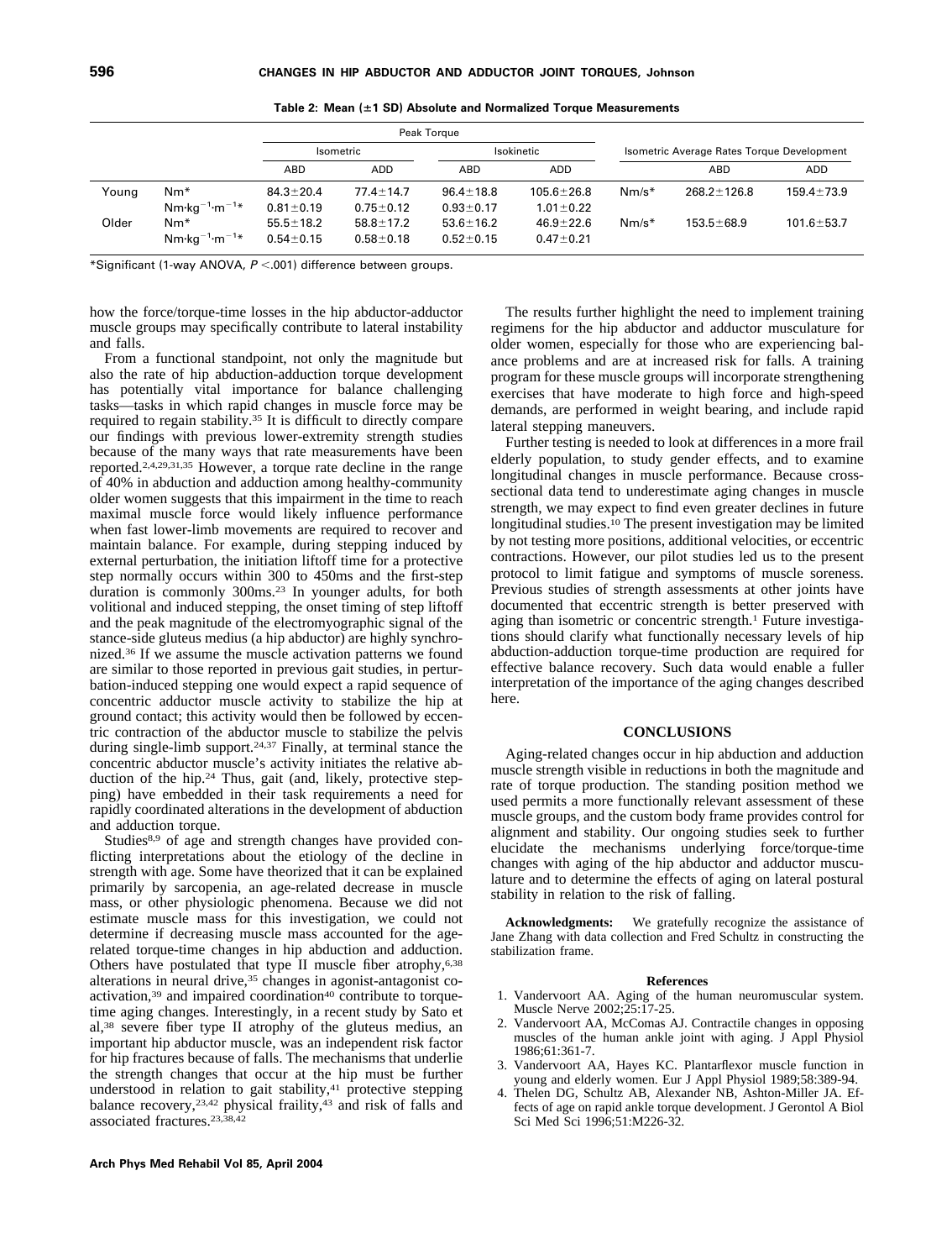**Table 2: Mean (±1 SD) Absolute and Normalized Torque Measurements**

| | | Peak Torque | | | | Isometric Average Rates Torque Development | | |
|---|---|---|---|---|---|---|---|---|
| | | Isometric | | Isokinetic | | | | |
| | | ABD | ADD | ABD | ADD | | ABD | ADD |
| Young | Nm* | 84.3±20.4 | 77.4±14.7 | 96.4±18.8 | 105.6±26.8 | Nm/s* | 268.2±126.8 | 159.4±73.9 |
| | $Nm \cdot kg^{-1} \cdot m^{-1}$* | 0.81±0.19 | 0.75±0.12 | 0.93±0.17 | 1.01±0.22 | | | |
| Older | Nm* | 55.5±18.2 | 58.8±17.2 | 53.6±16.2 | 46.9±22.6 | Nm/s* | 153.5±68.9 | 101.6±53.7 |
| | $Nm \cdot kg^{-1} \cdot m^{-1}$* | 0.54±0.15 | 0.58±0.18 | 0.52±0.15 | 0.47±0.21 | | | |

*Significant (1-way ANOVA, $P < .001$) difference between groups.

how the force/torque-time losses in the hip abductor-adductor muscle groups may specifically contribute to lateral instability and falls.

From a functional standpoint, not only the magnitude but also the rate of hip abduction-adduction torque development has potentially vital importance for balance challenging tasks—tasks in which rapid changes in muscle force may be required to regain stability.[35] It is difficult to directly compare our findings with previous lower-extremity strength studies because of the many ways that rate measurements have been reported.[2,4,29,31,35] However, a torque rate decline in the range of 40% in abduction and adduction among healthy-community older women suggests that this impairment in the time to reach maximal muscle force would likely influence performance when fast lower-limb movements are required to recover and maintain balance. For example, during stepping induced by external perturbation, the initiation liftoff time for a protective step normally occurs within 300 to 450ms and the first-step duration is commonly 300ms.[23] In younger adults, for both volitional and induced stepping, the onset timing of step liftoff and the peak magnitude of the electromyographic signal of the stance-side gluteus medius (a hip abductor) are highly synchronized.[36] If we assume the muscle activation patterns we found are similar to those reported in previous gait studies, in perturbation-induced stepping one would expect a rapid sequence of concentric adductor muscle activity to stabilize the hip at ground contact; this activity would then be followed by eccentric contraction of the abductor muscle to stabilize the pelvis during single-limb support.[24,37] Finally, at terminal stance the concentric abductor muscle's activity initiates the relative abduction of the hip.[24] Thus, gait (and, likely, protective stepping) have embedded in their task requirements a need for rapidly coordinated alterations in the development of abduction and adduction torque.

Studies[8,9] of age and strength changes have provided conflicting interpretations about the etiology of the decline in strength with age. Some have theorized that it can be explained primarily by sarcopenia, an age-related decrease in muscle mass, or other physiologic phenomena. Because we did not estimate muscle mass for this investigation, we could not determine if decreasing muscle mass accounted for the age-related torque-time changes in hip abduction and adduction. Others have postulated that type II muscle fiber atrophy,[6,38] alterations in neural drive,[35] changes in agonist-antagonist coactivation,[39] and impaired coordination[40] contribute to torque-time aging changes. Interestingly, in a recent study by Sato et al,[38] severe fiber type II atrophy of the gluteus medius, an important hip abductor muscle, was an independent risk factor for hip fractures because of falls. The mechanisms that underlie the strength changes that occur at the hip must be further understood in relation to gait stability,[41] protective stepping balance recovery,[23,42] physical frailty,[43] and risk of falls and associated fractures.[23,38,42]

The results further highlight the need to implement training regimens for the hip abductor and adductor musculature for older women, especially for those who are experiencing balance problems and are at increased risk for falls. A training program for these muscle groups will incorporate strengthening exercises that have moderate to high force and high-speed demands, are performed in weight bearing, and include rapid lateral stepping maneuvers.

Further testing is needed to look at differences in a more frail elderly population, to study gender effects, and to examine longitudinal changes in muscle performance. Because cross-sectional data tend to underestimate aging changes in muscle strength, we may expect to find even greater declines in future longitudinal studies.[10] The present investigation may be limited by not testing more positions, additional velocities, or eccentric contractions. However, our pilot studies led us to the present protocol to limit fatigue and symptoms of muscle soreness. Previous studies of strength assessments at other joints have documented that eccentric strength is better preserved with aging than isometric or concentric strength.[1] Future investigations should clarify what functionally necessary levels of hip abduction-adduction torque-time production are required for effective balance recovery. Such data would enable a fuller interpretation of the importance of the aging changes described here.

## CONCLUSIONS

Aging-related changes occur in hip abduction and adduction muscle strength visible in reductions in both the magnitude and rate of torque production. The standing position method we used permits a more functionally relevant assessment of these muscle groups, and the custom body frame provides control for alignment and stability. Our ongoing studies seek to further elucidate the mechanisms underlying force/torque-time changes with aging of the hip abductor and adductor musculature and to determine the effects of aging on lateral postural stability in relation to the risk of falling.

**Acknowledgments:** We gratefully recognize the assistance of Jane Zhang with data collection and Fred Schultz in constructing the stabilization frame.

### References

1. Vandervoort AA. Aging of the human neuromuscular system. Muscle Nerve 2002;25:17-25.
2. Vandervoort AA, McComas AJ. Contractile changes in opposing muscles of the human ankle joint with aging. J Appl Physiol 1986;61:361-7.
3. Vandervoort AA, Hayes KC. Plantarflexor muscle function in young and elderly women. Eur J Appl Physiol 1989;58:389-94.
4. Thelen DG, Schultz AB, Alexander NB, Ashton-Miller JA. Effects of age on rapid ankle torque development. J Gerontol A Biol Sci Med Sci 1996;51:M226-32.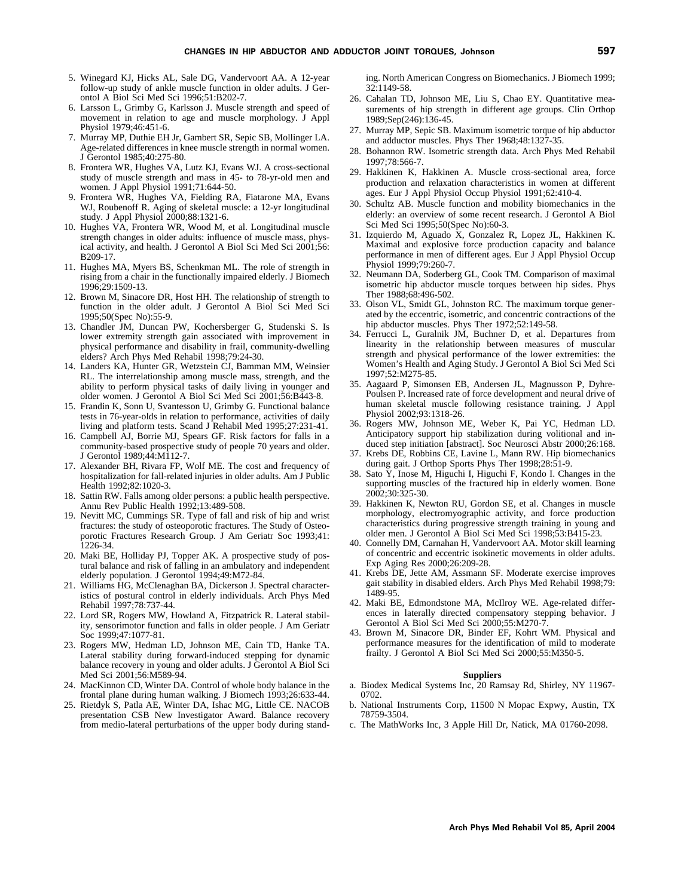5. Winegard KJ, Hicks AL, Sale DG, Vandervoort AA. A 12-year follow-up study of ankle muscle function in older adults. J Gerontol A Biol Sci Med Sci 1996;51:B202-7.
6. Larsson L, Grimby G, Karlsson J. Muscle strength and speed of movement in relation to age and muscle morphology. J Appl Physiol 1979;46:451-6.
7. Murray MP, Duthie EH Jr, Gambert SR, Sepic SB, Mollinger LA. Age-related differences in knee muscle strength in normal women. J Gerontol 1985;40:275-80.
8. Frontera WR, Hughes VA, Lutz KJ, Evans WJ. A cross-sectional study of muscle strength and mass in 45- to 78-yr-old men and women. J Appl Physiol 1991;71:644-50.
9. Frontera WR, Hughes VA, Fielding RA, Fiatarone MA, Evans WJ, Roubenoff R. Aging of skeletal muscle: a 12-yr longitudinal study. J Appl Physiol 2000;88:1321-6.
10. Hughes VA, Frontera WR, Wood M, et al. Longitudinal muscle strength changes in older adults: influence of muscle mass, physical activity, and health. J Gerontol A Biol Sci Med Sci 2001;56: B209-17.
11. Hughes MA, Myers BS, Schenkman ML. The role of strength in rising from a chair in the functionally impaired elderly. J Biomech 1996;29:1509-13.
12. Brown M, Sinacore DR, Host HH. The relationship of strength to function in the older adult. J Gerontol A Biol Sci Med Sci 1995;50(Spec No):55-9.
13. Chandler JM, Duncan PW, Kochersberger G, Studenski S. Is lower extremity strength gain associated with improvement in physical performance and disability in frail, community-dwelling elders? Arch Phys Med Rehabil 1998;79:24-30.
14. Landers KA, Hunter GR, Wetzstein CJ, Bamman MM, Weinsier RL. The interrelationship among muscle mass, strength, and the ability to perform physical tasks of daily living in younger and older women. J Gerontol A Biol Sci Med Sci 2001;56:B443-8.
15. Frandin K, Sonn U, Svantesson U, Grimby G. Functional balance tests in 76-year-olds in relation to performance, activities of daily living and platform tests. Scand J Rehabil Med 1995;27:231-41.
16. Campbell AJ, Borrie MJ, Spears GF. Risk factors for falls in a community-based prospective study of people 70 years and older. J Gerontol 1989;44:M112-7.
17. Alexander BH, Rivara FP, Wolf ME. The cost and frequency of hospitalization for fall-related injuries in older adults. Am J Public Health 1992;82:1020-3.
18. Sattin RW. Falls among older persons: a public health perspective. Annu Rev Public Health 1992;13:489-508.
19. Nevitt MC, Cummings SR. Type of fall and risk of hip and wrist fractures: the study of osteoporotic fractures. The Study of Osteoporotic Fractures Research Group. J Am Geriatr Soc 1993;41: 1226-34.
20. Maki BE, Holliday PJ, Topper AK. A prospective study of postural balance and risk of falling in an ambulatory and independent elderly population. J Gerontol 1994;49:M72-84.
21. Williams HG, McClenaghan BA, Dickerson J. Spectral characteristics of postural control in elderly individuals. Arch Phys Med Rehabil 1997;78:737-44.
22. Lord SR, Rogers MW, Howland A, Fitzpatrick R. Lateral stability, sensorimotor function and falls in older people. J Am Geriatr Soc 1999;47:1077-81.
23. Rogers MW, Hedman LD, Johnson ME, Cain TD, Hanke TA. Lateral stability during forward-induced stepping for dynamic balance recovery in young and older adults. J Gerontol A Biol Sci Med Sci 2001;56:M589-94.
24. MacKinnon CD, Winter DA. Control of whole body balance in the frontal plane during human walking. J Biomech 1993;26:633-44.
25. Rietdyk S, Patla AE, Winter DA, Ishac MG, Little CE. NACOB presentation CSB New Investigator Award. Balance recovery from medio-lateral perturbations of the upper body during standing. North American Congress on Biomechanics. J Biomech 1999; 32:1149-58.
26. Cahalan TD, Johnson ME, Liu S, Chao EY. Quantitative measurements of hip strength in different age groups. Clin Orthop 1989;Sep(246):136-45.
27. Murray MP, Sepic SB. Maximum isometric torque of hip abductor and adductor muscles. Phys Ther 1968;48:1327-35.
28. Bohannon RW. Isometric strength data. Arch Phys Med Rehabil 1997;78:566-7.
29. Hakkinen K, Hakkinen A. Muscle cross-sectional area, force production and relaxation characteristics in women at different ages. Eur J Appl Physiol Occup Physiol 1991;62:410-4.
30. Schultz AB. Muscle function and mobility biomechanics in the elderly: an overview of some recent research. J Gerontol A Biol Sci Med Sci 1995;50(Spec No):60-3.
31. Izquierdo M, Aguado X, Gonzalez R, Lopez JL, Hakkinen K. Maximal and explosive force production capacity and balance performance in men of different ages. Eur J Appl Physiol Occup Physiol 1999;79:260-7.
32. Neumann DA, Soderberg GL, Cook TM. Comparison of maximal isometric hip abductor muscle torques between hip sides. Phys Ther 1988;68:496-502.
33. Olson VL, Smidt GL, Johnston RC. The maximum torque generated by the eccentric, isometric, and concentric contractions of the hip abductor muscles. Phys Ther 1972;52:149-58.
34. Ferrucci L, Guralnik JM, Buchner D, et al. Departures from linearity in the relationship between measures of muscular strength and physical performance of the lower extremities: the Women's Health and Aging Study. J Gerontol A Biol Sci Med Sci 1997;52:M275-85.
35. Aagaard P, Simonsen EB, Andersen JL, Magnusson P, Dyhre-Poulsen P. Increased rate of force development and neural drive of human skeletal muscle following resistance training. J Appl Physiol 2002;93:1318-26.
36. Rogers MW, Johnson ME, Weber K, Pai YC, Hedman LD. Anticipatory support hip stabilization during volitional and induced step initiation [abstract]. Soc Neurosci Abstr 2000;26:168.
37. Krebs DE, Robbins CE, Lavine L, Mann RW. Hip biomechanics during gait. J Orthop Sports Phys Ther 1998;28:51-9.
38. Sato Y, Inose M, Higuchi I, Higuchi F, Kondo I. Changes in the supporting muscles of the fractured hip in elderly women. Bone 2002;30:325-30.
39. Hakkinen K, Newton RU, Gordon SE, et al. Changes in muscle morphology, electromyographic activity, and force production characteristics during progressive strength training in young and older men. J Gerontol A Biol Sci Med Sci 1998;53:B415-23.
40. Connelly DM, Carnahan H, Vandervoort AA. Motor skill learning of concentric and eccentric isokinetic movements in older adults. Exp Aging Res 2000;26:209-28.
41. Krebs DE, Jette AM, Assmann SF. Moderate exercise improves gait stability in disabled elders. Arch Phys Med Rehabil 1998;79: 1489-95.
42. Maki BE, Edmondstone MA, McIlroy WE. Age-related differences in laterally directed compensatory stepping behavior. J Gerontol A Biol Sci Med Sci 2000;55:M270-7.
43. Brown M, Sinacore DR, Binder EF, Kohrt WM. Physical and performance measures for the identification of mild to moderate frailty. J Gerontol A Biol Sci Med Sci 2000;55:M350-5.

### Suppliers

a. Biodex Medical Systems Inc, 20 Ramsay Rd, Shirley, NY 11967-0702.
b. National Instruments Corp, 11500 N Mopac Expwy, Austin, TX 78759-3504.
c. The MathWorks Inc, 3 Apple Hill Dr, Natick, MA 01760-2098.